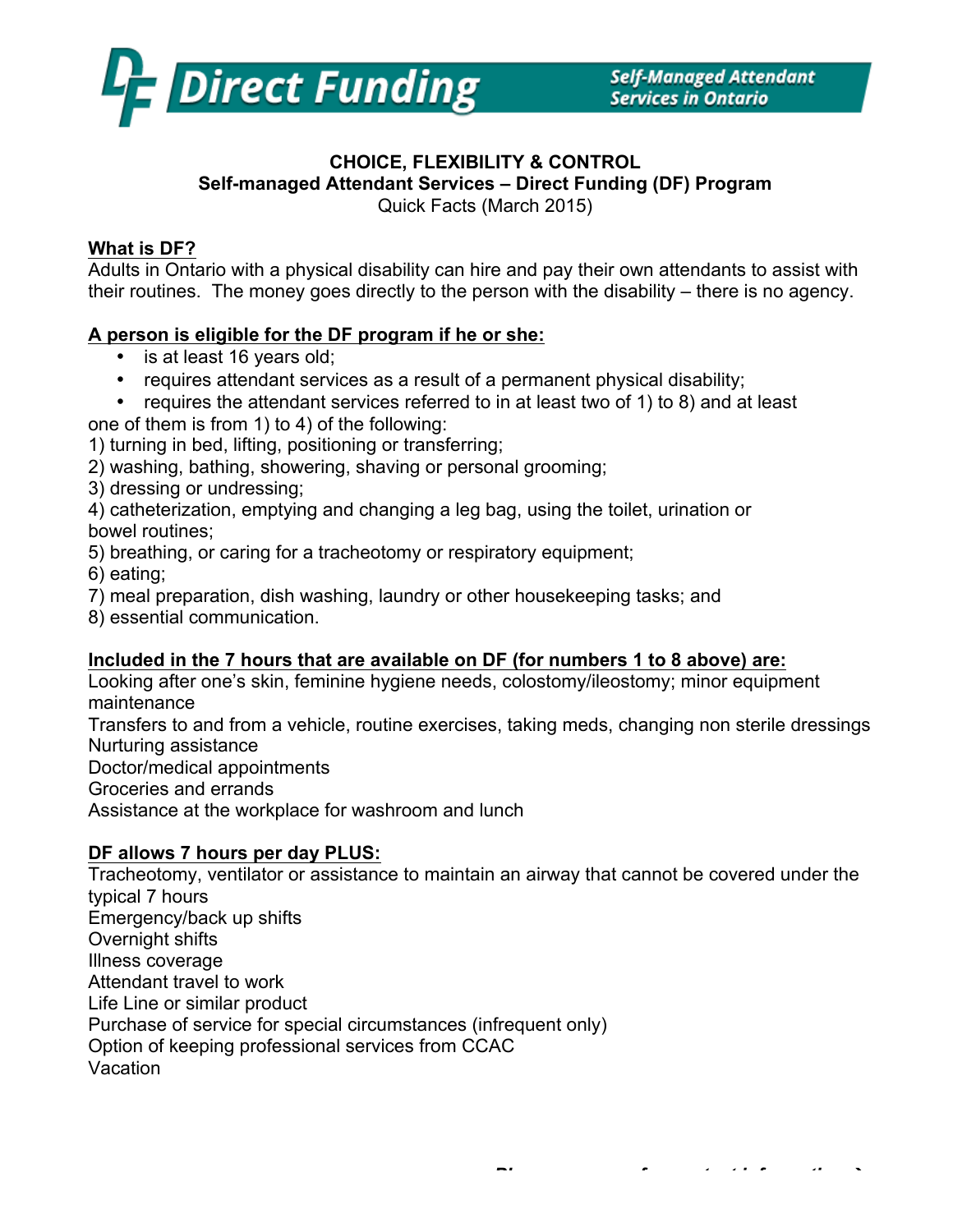Direct Funding — Self-Managed Attendant Services in Ontario

**CHOICE, FLEXIBILITY & CONTROL**
**Self-managed Attendant Services – Direct Funding (DF) Program**
Quick Facts (March 2015)

**What is DF?**

Adults in Ontario with a physical disability can hire and pay their own attendants to assist with their routines. The money goes directly to the person with the disability – there is no agency.

**A person is eligible for the DF program if he or she:**

- is at least 16 years old;
- requires attendant services as a result of a permanent physical disability;
- requires the attendant services referred to in at least two of 1) to 8) and at least one of them is from 1) to 4) of the following:

1) turning in bed, lifting, positioning or transferring;
2) washing, bathing, showering, shaving or personal grooming;
3) dressing or undressing;
4) catheterization, emptying and changing a leg bag, using the toilet, urination or bowel routines;
5) breathing, or caring for a tracheotomy or respiratory equipment;
6) eating;
7) meal preparation, dish washing, laundry or other housekeeping tasks; and
8) essential communication.

**Included in the 7 hours that are available on DF (for numbers 1 to 8 above) are:**

Looking after one's skin, feminine hygiene needs, colostomy/ileostomy; minor equipment maintenance
Transfers to and from a vehicle, routine exercises, taking meds, changing non sterile dressings
Nurturing assistance
Doctor/medical appointments
Groceries and errands
Assistance at the workplace for washroom and lunch

**DF allows 7 hours per day PLUS:**

Tracheotomy, ventilator or assistance to maintain an airway that cannot be covered under the typical 7 hours
Emergency/back up shifts
Overnight shifts
Illness coverage
Attendant travel to work
Life Line or similar product
Purchase of service for special circumstances (infrequent only)
Option of keeping professional services from CCAC
Vacation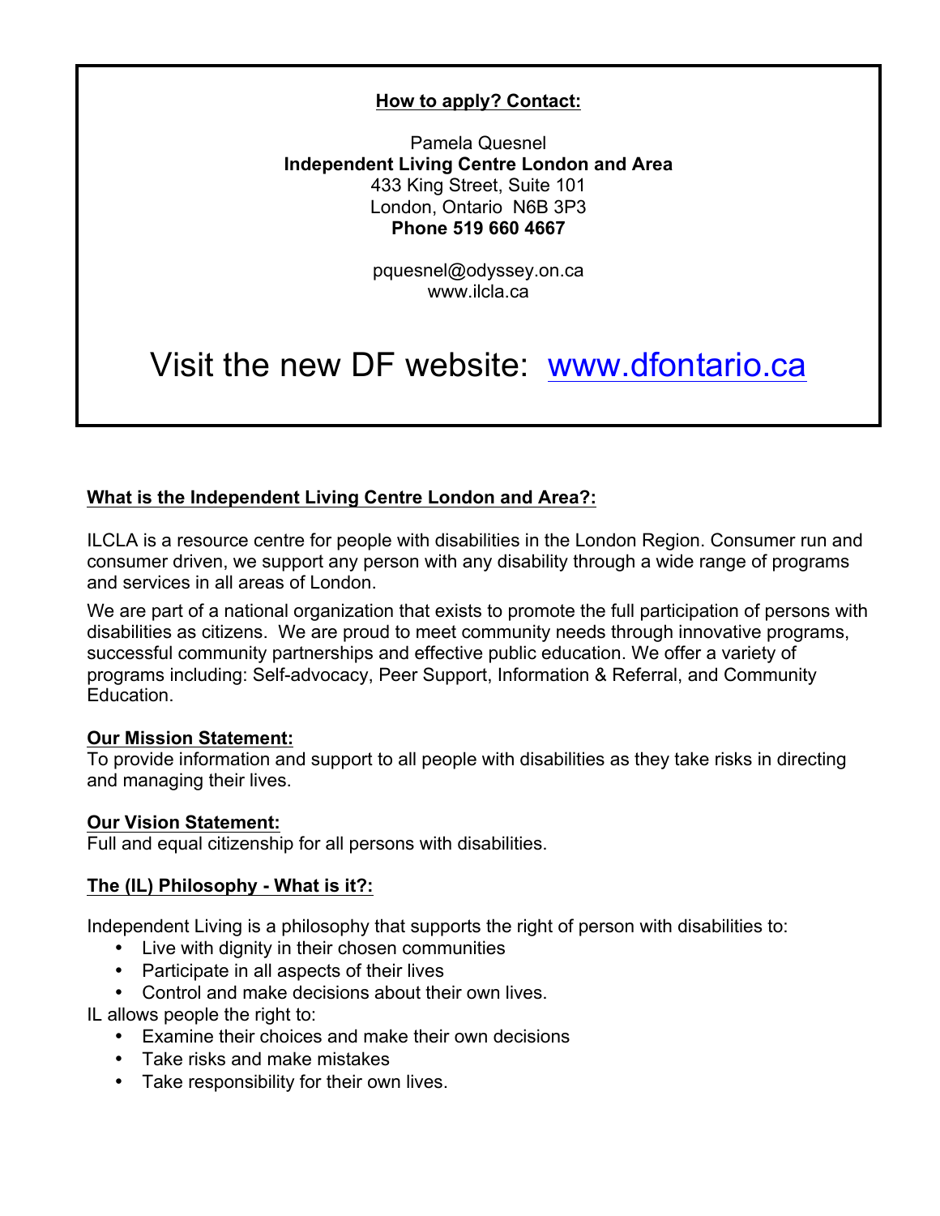**How to apply? Contact:**

Pamela Quesnel
**Independent Living Centre London and Area**
433 King Street, Suite 101
London, Ontario N6B 3P3
**Phone 519 660 4667**

pquesnel@odyssey.on.ca
www.ilcla.ca

Visit the new DF website: www.dfontario.ca

**What is the Independent Living Centre London and Area?:**

ILCLA is a resource centre for people with disabilities in the London Region. Consumer run and consumer driven, we support any person with any disability through a wide range of programs and services in all areas of London.

We are part of a national organization that exists to promote the full participation of persons with disabilities as citizens. We are proud to meet community needs through innovative programs, successful community partnerships and effective public education. We offer a variety of programs including: Self-advocacy, Peer Support, Information & Referral, and Community Education.

**Our Mission Statement:**
To provide information and support to all people with disabilities as they take risks in directing and managing their lives.

**Our Vision Statement:**
Full and equal citizenship for all persons with disabilities.

**The (IL) Philosophy - What is it?:**

Independent Living is a philosophy that supports the right of person with disabilities to:

- Live with dignity in their chosen communities
- Participate in all aspects of their lives
- Control and make decisions about their own lives.

IL allows people the right to:

- Examine their choices and make their own decisions
- Take risks and make mistakes
- Take responsibility for their own lives.